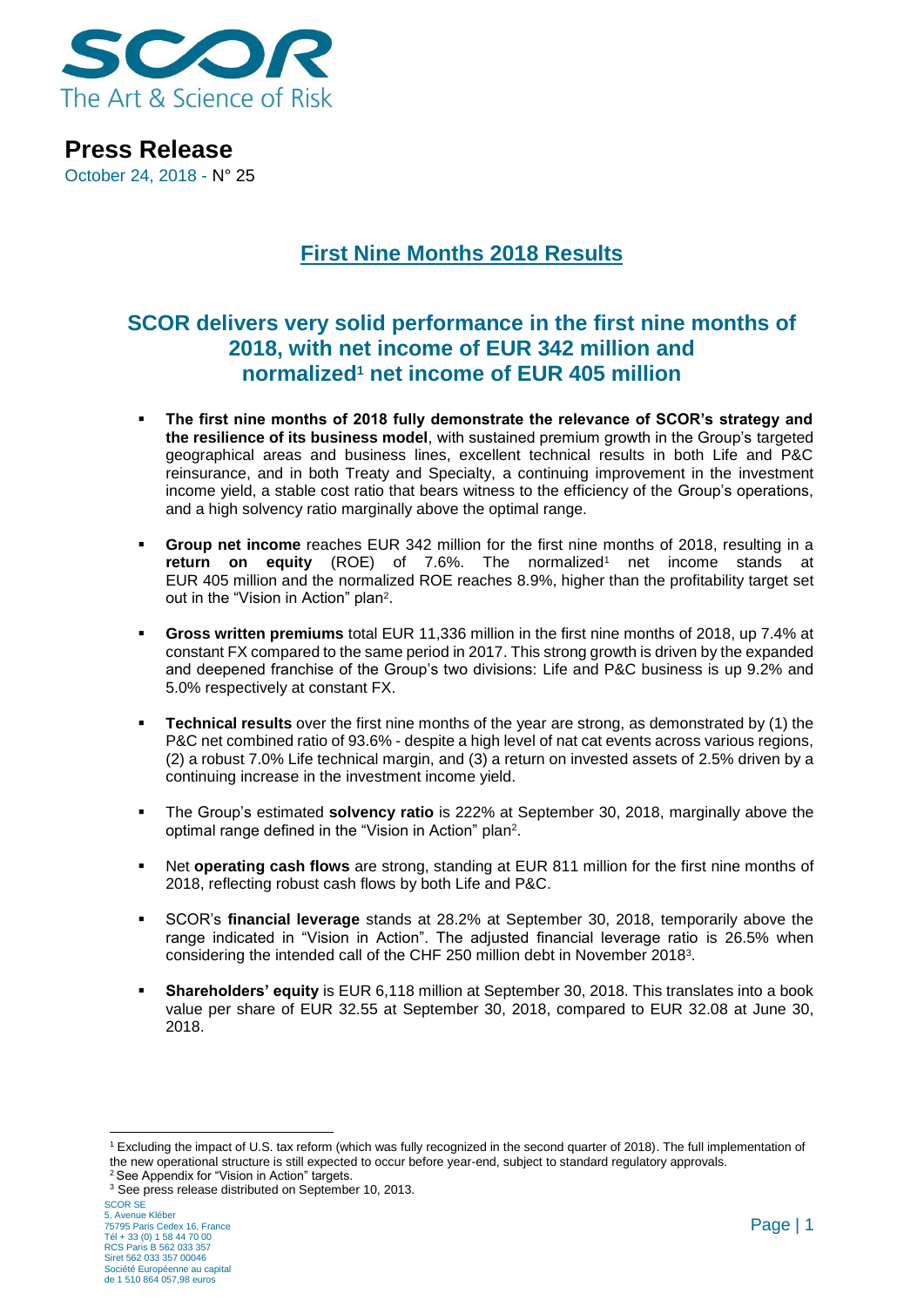# Press Release

October 24, 2018 - N° 25

## First Nine Months 2018 Results

## SCOR delivers very solid performance in the first nine months of 2018, with net income of EUR 342 million and normalized[1] net income of EUR 405 million

- **The first nine months of 2018 fully demonstrate the relevance of SCOR's strategy and the resilience of its business model**, with sustained premium growth in the Group's targeted geographical areas and business lines, excellent technical results in both Life and P&C reinsurance, and in both Treaty and Specialty, a continuing improvement in the investment income yield, a stable cost ratio that bears witness to the efficiency of the Group's operations, and a high solvency ratio marginally above the optimal range.

- **Group net income** reaches EUR 342 million for the first nine months of 2018, resulting in a **return on equity** (ROE) of 7.6%. The normalized[1] net income stands at EUR 405 million and the normalized ROE reaches 8.9%, higher than the profitability target set out in the "Vision in Action" plan[2].

- **Gross written premiums** total EUR 11,336 million in the first nine months of 2018, up 7.4% at constant FX compared to the same period in 2017. This strong growth is driven by the expanded and deepened franchise of the Group's two divisions: Life and P&C business is up 9.2% and 5.0% respectively at constant FX.

- **Technical results** over the first nine months of the year are strong, as demonstrated by (1) the P&C net combined ratio of 93.6% - despite a high level of nat cat events across various regions, (2) a robust 7.0% Life technical margin, and (3) a return on invested assets of 2.5% driven by a continuing increase in the investment income yield.

- The Group's estimated **solvency ratio** is 222% at September 30, 2018, marginally above the optimal range defined in the "Vision in Action" plan[2].

- Net **operating cash flows** are strong, standing at EUR 811 million for the first nine months of 2018, reflecting robust cash flows by both Life and P&C.

- SCOR's **financial leverage** stands at 28.2% at September 30, 2018, temporarily above the range indicated in "Vision in Action". The adjusted financial leverage ratio is 26.5% when considering the intended call of the CHF 250 million debt in November 2018[3].

- **Shareholders' equity** is EUR 6,118 million at September 30, 2018. This translates into a book value per share of EUR 32.55 at September 30, 2018, compared to EUR 32.08 at June 30, 2018.

---

[1] Excluding the impact of U.S. tax reform (which was fully recognized in the second quarter of 2018). The full implementation of the new operational structure is still expected to occur before year-end, subject to standard regulatory approvals.

[2] See Appendix for "Vision in Action" targets.

[3] See press release distributed on September 10, 2013.

SCOR SE
5, Avenue Kléber
75795 Paris Cedex 16, France
Tél + 33 (0) 1 58 44 70 00
RCS Paris B 562 033 357
Siret 562 033 357 00046
Société Européenne au capital
de 1 510 864 057,98 euros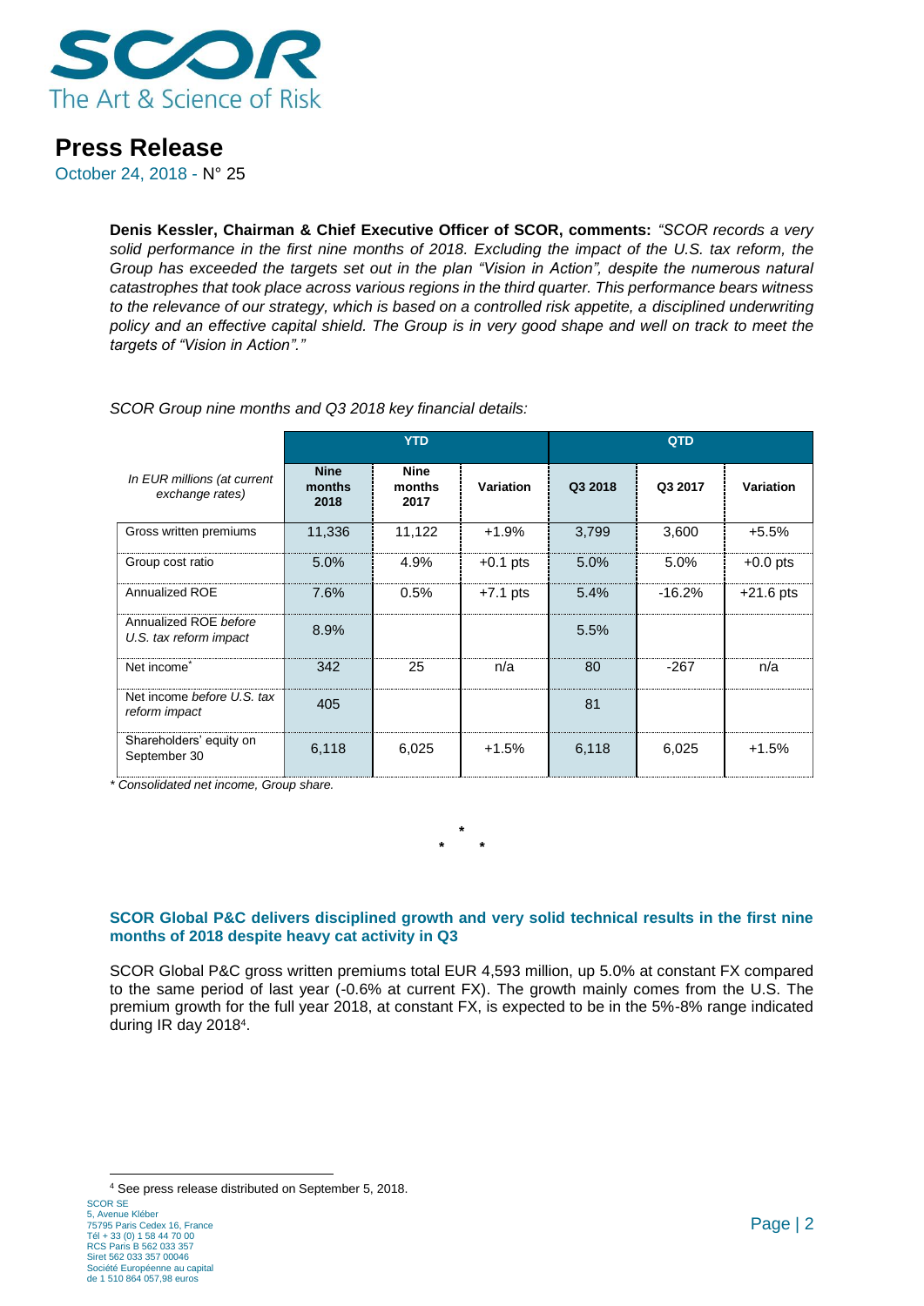# Press Release

October 24, 2018 - N° 25

**Denis Kessler, Chairman & Chief Executive Officer of SCOR, comments:** *"SCOR records a very solid performance in the first nine months of 2018. Excluding the impact of the U.S. tax reform, the Group has exceeded the targets set out in the plan "Vision in Action", despite the numerous natural catastrophes that took place across various regions in the third quarter. This performance bears witness to the relevance of our strategy, which is based on a controlled risk appetite, a disciplined underwriting policy and an effective capital shield. The Group is in very good shape and well on track to meet the targets of "Vision in Action"."*

*SCOR Group nine months and Q3 2018 key financial details:*

| *In EUR millions (at current exchange rates)* | YTD | | | QTD | | |
|---|---|---|---|---|---|---|
| | **Nine months 2018** | **Nine months 2017** | **Variation** | **Q3 2018** | **Q3 2017** | **Variation** |
| Gross written premiums | 11,336 | 11,122 | +1.9% | 3,799 | 3,600 | +5.5% |
| Group cost ratio | 5.0% | 4.9% | +0.1 pts | 5.0% | 5.0% | +0.0 pts |
| Annualized ROE | 7.6% | 0.5% | +7.1 pts | 5.4% | -16.2% | +21.6 pts |
| Annualized ROE *before U.S. tax reform impact* | 8.9% | | | 5.5% | | |
| Net income* | 342 | 25 | n/a | 80 | -267 | n/a |
| Net income *before U.S. tax reform impact* | 405 | | | 81 | | |
| Shareholders' equity on September 30 | 6,118 | 6,025 | +1.5% | 6,118 | 6,025 | +1.5% |

*\* Consolidated net income, Group share.*

\*
\* \*

### SCOR Global P&C delivers disciplined growth and very solid technical results in the first nine months of 2018 despite heavy cat activity in Q3

SCOR Global P&C gross written premiums total EUR 4,593 million, up 5.0% at constant FX compared to the same period of last year (-0.6% at current FX). The growth mainly comes from the U.S. The premium growth for the full year 2018, at constant FX, is expected to be in the 5%-8% range indicated during IR day 2018[4].

[4] See press release distributed on September 5, 2018.

SCOR SE
5, Avenue Kléber
75795 Paris Cedex 16, France
Tél + 33 (0) 1 58 44 70 00
RCS Paris B 562 033 357
Siret 562 033 357 00046
Société Européenne au capital
de 1 510 864 057,98 euros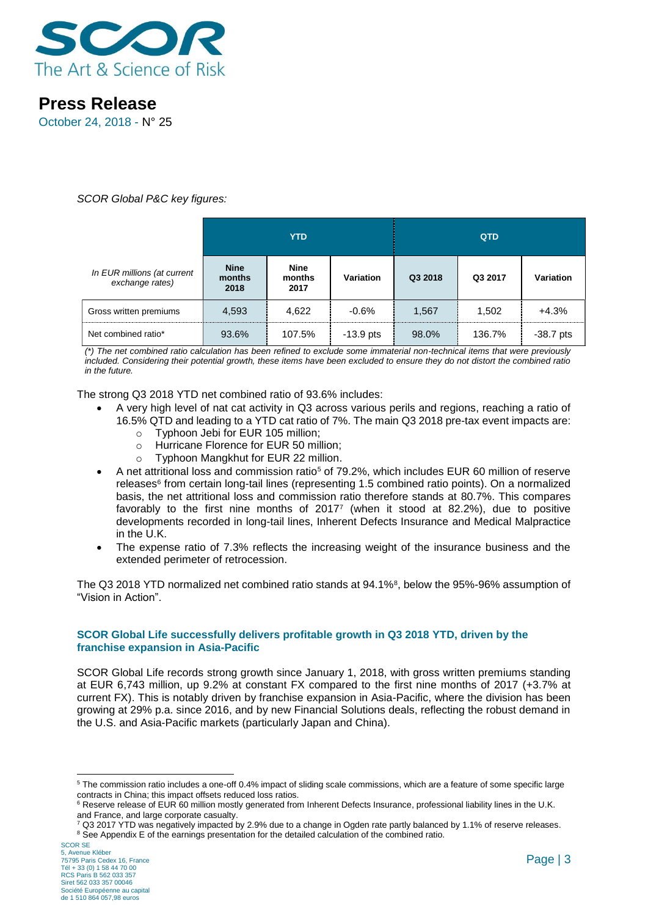# Press Release

October 24, 2018 - N° 25

*SCOR Global P&C key figures:*

| *In EUR millions (at current exchange rates)* | YTD | | | QTD | | |
|---|---|---|---|---|---|---|
| | **Nine months 2018** | **Nine months 2017** | **Variation** | **Q3 2018** | **Q3 2017** | **Variation** |
| Gross written premiums | 4,593 | 4,622 | -0.6% | 1,567 | 1,502 | +4.3% |
| Net combined ratio* | 93.6% | 107.5% | -13.9 pts | 98.0% | 136.7% | -38.7 pts |

*(\*) The net combined ratio calculation has been refined to exclude some immaterial non-technical items that were previously included. Considering their potential growth, these items have been excluded to ensure they do not distort the combined ratio in the future.*

The strong Q3 2018 YTD net combined ratio of 93.6% includes:

- A very high level of nat cat activity in Q3 across various perils and regions, reaching a ratio of 16.5% QTD and leading to a YTD cat ratio of 7%. The main Q3 2018 pre-tax event impacts are:
  - Typhoon Jebi for EUR 105 million;
  - Hurricane Florence for EUR 50 million;
  - Typhoon Mangkhut for EUR 22 million.
- A net attritional loss and commission ratio[5] of 79.2%, which includes EUR 60 million of reserve releases[6] from certain long-tail lines (representing 1.5 combined ratio points). On a normalized basis, the net attritional loss and commission ratio therefore stands at 80.7%. This compares favorably to the first nine months of 2017[7] (when it stood at 82.2%), due to positive developments recorded in long-tail lines, Inherent Defects Insurance and Medical Malpractice in the U.K.
- The expense ratio of 7.3% reflects the increasing weight of the insurance business and the extended perimeter of retrocession.

The Q3 2018 YTD normalized net combined ratio stands at 94.1%[8], below the 95%-96% assumption of "Vision in Action".

### SCOR Global Life successfully delivers profitable growth in Q3 2018 YTD, driven by the franchise expansion in Asia-Pacific

SCOR Global Life records strong growth since January 1, 2018, with gross written premiums standing at EUR 6,743 million, up 9.2% at constant FX compared to the first nine months of 2017 (+3.7% at current FX). This is notably driven by franchise expansion in Asia-Pacific, where the division has been growing at 29% p.a. since 2016, and by new Financial Solutions deals, reflecting the robust demand in the U.S. and Asia-Pacific markets (particularly Japan and China).

---

[5] The commission ratio includes a one-off 0.4% impact of sliding scale commissions, which are a feature of some specific large contracts in China; this impact offsets reduced loss ratios.

[6] Reserve release of EUR 60 million mostly generated from Inherent Defects Insurance, professional liability lines in the U.K. and France, and large corporate casualty.

[7] Q3 2017 YTD was negatively impacted by 2.9% due to a change in Ogden rate partly balanced by 1.1% of reserve releases.

[8] See Appendix E of the earnings presentation for the detailed calculation of the combined ratio.

SCOR SE
5, Avenue Kléber
75795 Paris Cedex 16, France
Tél + 33 (0) 1 58 44 70 00
RCS Paris B 562 033 357
Siret 562 033 357 00046
Société Européenne au capital de 1 510 864 057,98 euros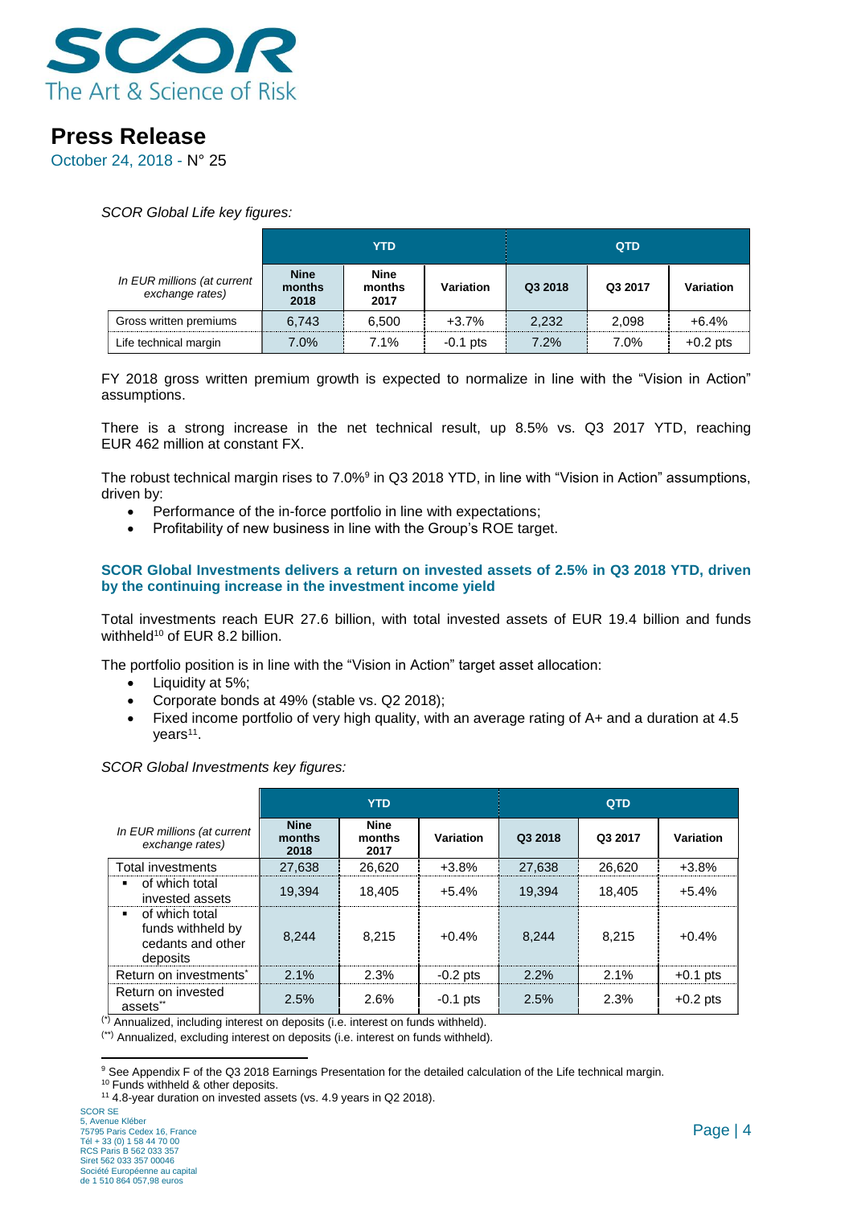*SCOR Global Life key figures:*

| In EUR millions (at current exchange rates) | YTD | | | QTD | | |
|---|---|---|---|---|---|---|
| | Nine months 2018 | Nine months 2017 | Variation | Q3 2018 | Q3 2017 | Variation |
| Gross written premiums | 6,743 | 6,500 | +3.7% | 2,232 | 2,098 | +6.4% |
| Life technical margin | 7.0% | 7.1% | -0.1 pts | 7.2% | 7.0% | +0.2 pts |

FY 2018 gross written premium growth is expected to normalize in line with the "Vision in Action" assumptions.

There is a strong increase in the net technical result, up 8.5% vs. Q3 2017 YTD, reaching EUR 462 million at constant FX.

The robust technical margin rises to 7.0%[9] in Q3 2018 YTD, in line with "Vision in Action" assumptions, driven by:

- Performance of the in-force portfolio in line with expectations;
- Profitability of new business in line with the Group's ROE target.

**SCOR Global Investments delivers a return on invested assets of 2.5% in Q3 2018 YTD, driven by the continuing increase in the investment income yield**

Total investments reach EUR 27.6 billion, with total invested assets of EUR 19.4 billion and funds withheld[10] of EUR 8.2 billion.

The portfolio position is in line with the "Vision in Action" target asset allocation:

- Liquidity at 5%;
- Corporate bonds at 49% (stable vs. Q2 2018);
- Fixed income portfolio of very high quality, with an average rating of A+ and a duration at 4.5 years[11].

*SCOR Global Investments key figures:*

| In EUR millions (at current exchange rates) | YTD | | | QTD | | |
|---|---|---|---|---|---|---|
| | Nine months 2018 | Nine months 2017 | Variation | Q3 2018 | Q3 2017 | Variation |
| Total investments | 27,638 | 26,620 | +3.8% | 27,638 | 26,620 | +3.8% |
| ▪ of which total invested assets | 19,394 | 18,405 | +5.4% | 19,394 | 18,405 | +5.4% |
| ▪ of which total funds withheld by cedants and other deposits | 8,244 | 8,215 | +0.4% | 8,244 | 8,215 | +0.4% |
| Return on investments* | 2.1% | 2.3% | -0.2 pts | 2.2% | 2.1% | +0.1 pts |
| Return on invested assets** | 2.5% | 2.6% | -0.1 pts | 2.5% | 2.3% | +0.2 pts |

(*) Annualized, including interest on deposits (i.e. interest on funds withheld).

(**) Annualized, excluding interest on deposits (i.e. interest on funds withheld).

---

[9] See Appendix F of the Q3 2018 Earnings Presentation for the detailed calculation of the Life technical margin.

[10] Funds withheld & other deposits.

[11] 4.8-year duration on invested assets (vs. 4.9 years in Q2 2018).

SCOR SE
5, Avenue Kléber
75795 Paris Cedex 16, France
Tél + 33 (0) 1 58 44 70 00
RCS Paris B 562 033 357
Siret 562 033 357 00046
Société Européenne au capital
de 1 510 864 057,98 euros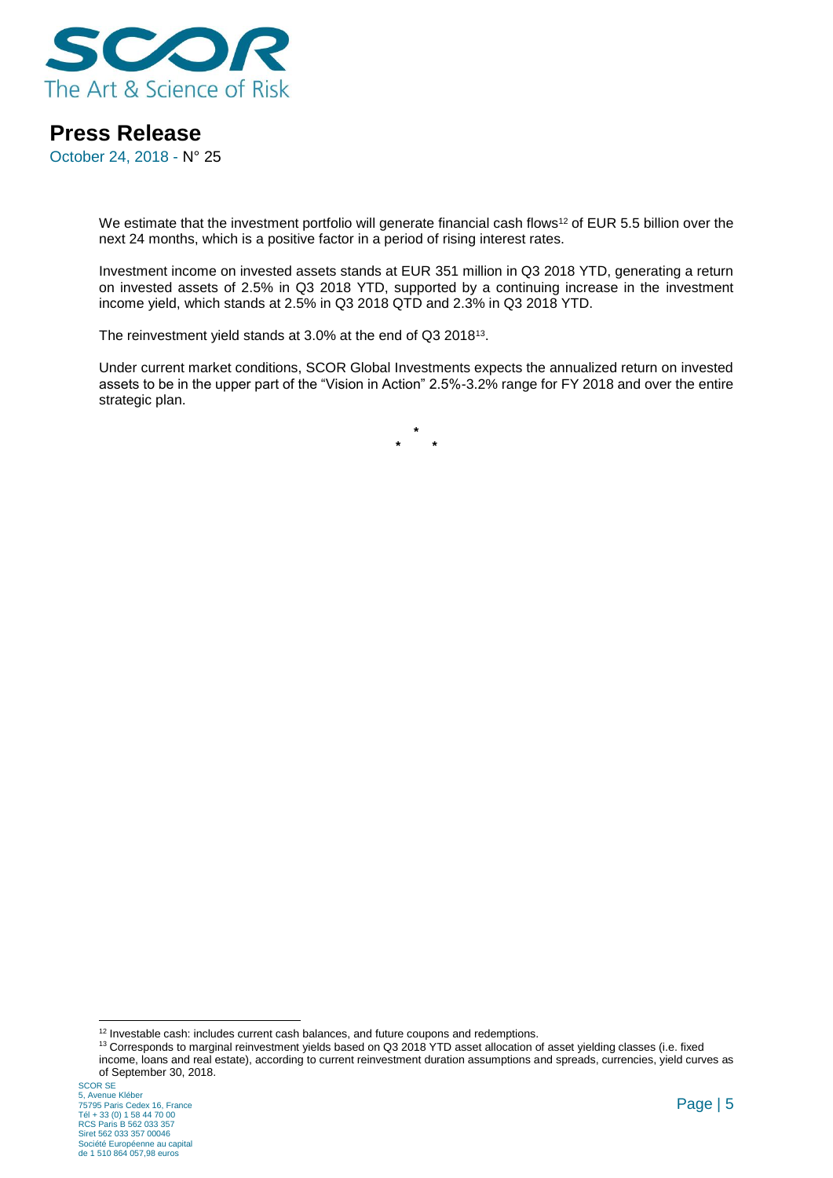We estimate that the investment portfolio will generate financial cash flows[12] of EUR 5.5 billion over the next 24 months, which is a positive factor in a period of rising interest rates.

Investment income on invested assets stands at EUR 351 million in Q3 2018 YTD, generating a return on invested assets of 2.5% in Q3 2018 YTD, supported by a continuing increase in the investment income yield, which stands at 2.5% in Q3 2018 QTD and 2.3% in Q3 2018 YTD.

The reinvestment yield stands at 3.0% at the end of Q3 2018[13].

Under current market conditions, SCOR Global Investments expects the annualized return on invested assets to be in the upper part of the "Vision in Action" 2.5%-3.2% range for FY 2018 and over the entire strategic plan.

\*
\* \*

---

[12] Investable cash: includes current cash balances, and future coupons and redemptions.

[13] Corresponds to marginal reinvestment yields based on Q3 2018 YTD asset allocation of asset yielding classes (i.e. fixed income, loans and real estate), according to current reinvestment duration assumptions and spreads, currencies, yield curves as of September 30, 2018.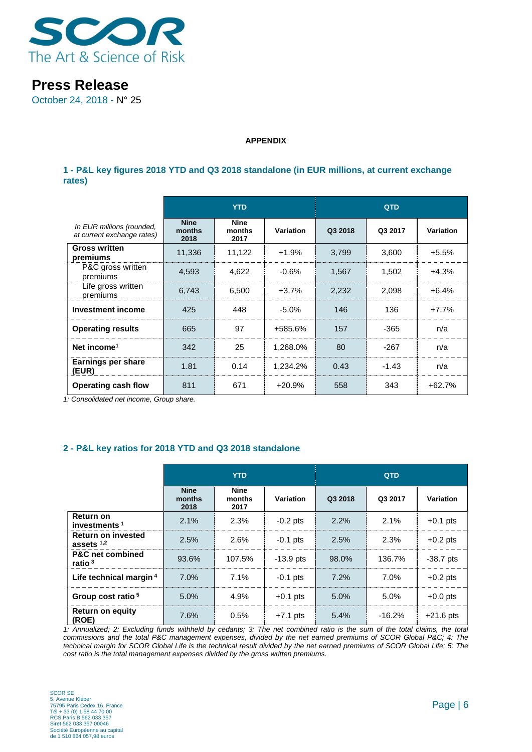# Press Release

October 24, 2018 - N° 25

**APPENDIX**

## 1 - P&L key figures 2018 YTD and Q3 2018 standalone (in EUR millions, at current exchange rates)

| *In EUR millions (rounded, at current exchange rates)* | YTD | | | QTD | | |
|---|---|---|---|---|---|---|
| | **Nine months 2018** | **Nine months 2017** | **Variation** | **Q3 2018** | **Q3 2017** | **Variation** |
| **Gross written premiums** | 11,336 | 11,122 | +1.9% | 3,799 | 3,600 | +5.5% |
| P&C gross written premiums | 4,593 | 4,622 | -0.6% | 1,567 | 1,502 | +4.3% |
| Life gross written premiums | 6,743 | 6,500 | +3.7% | 2,232 | 2,098 | +6.4% |
| **Investment income** | 425 | 448 | -5.0% | 146 | 136 | +7.7% |
| **Operating results** | 665 | 97 | +585.6% | 157 | -365 | n/a |
| **Net income[1]** | 342 | 25 | 1,268.0% | 80 | -267 | n/a |
| **Earnings per share (EUR)** | 1.81 | 0.14 | 1,234.2% | 0.43 | -1.43 | n/a |
| **Operating cash flow** | 811 | 671 | +20.9% | 558 | 343 | +62.7% |

*1: Consolidated net income, Group share.*

## 2 - P&L key ratios for 2018 YTD and Q3 2018 standalone

| | YTD | | | QTD | | |
|---|---|---|---|---|---|---|
| | **Nine months 2018** | **Nine months 2017** | **Variation** | **Q3 2018** | **Q3 2017** | **Variation** |
| **Return on investments [1]** | 2.1% | 2.3% | -0.2 pts | 2.2% | 2.1% | +0.1 pts |
| **Return on invested assets [1,2]** | 2.5% | 2.6% | -0.1 pts | 2.5% | 2.3% | +0.2 pts |
| **P&C net combined ratio [3]** | 93.6% | 107.5% | -13.9 pts | 98.0% | 136.7% | -38.7 pts |
| **Life technical margin [4]** | 7.0% | 7.1% | -0.1 pts | 7.2% | 7.0% | +0.2 pts |
| **Group cost ratio [5]** | 5.0% | 4.9% | +0.1 pts | 5.0% | 5.0% | +0.0 pts |
| **Return on equity (ROE)** | 7.6% | 0.5% | +7.1 pts | 5.4% | -16.2% | +21.6 pts |

*1: Annualized; 2: Excluding funds withheld by cedants; 3: The net combined ratio is the sum of the total claims, the total commissions and the total P&C management expenses, divided by the net earned premiums of SCOR Global P&C; 4: The technical margin for SCOR Global Life is the technical result divided by the net earned premiums of SCOR Global Life; 5: The cost ratio is the total management expenses divided by the gross written premiums.*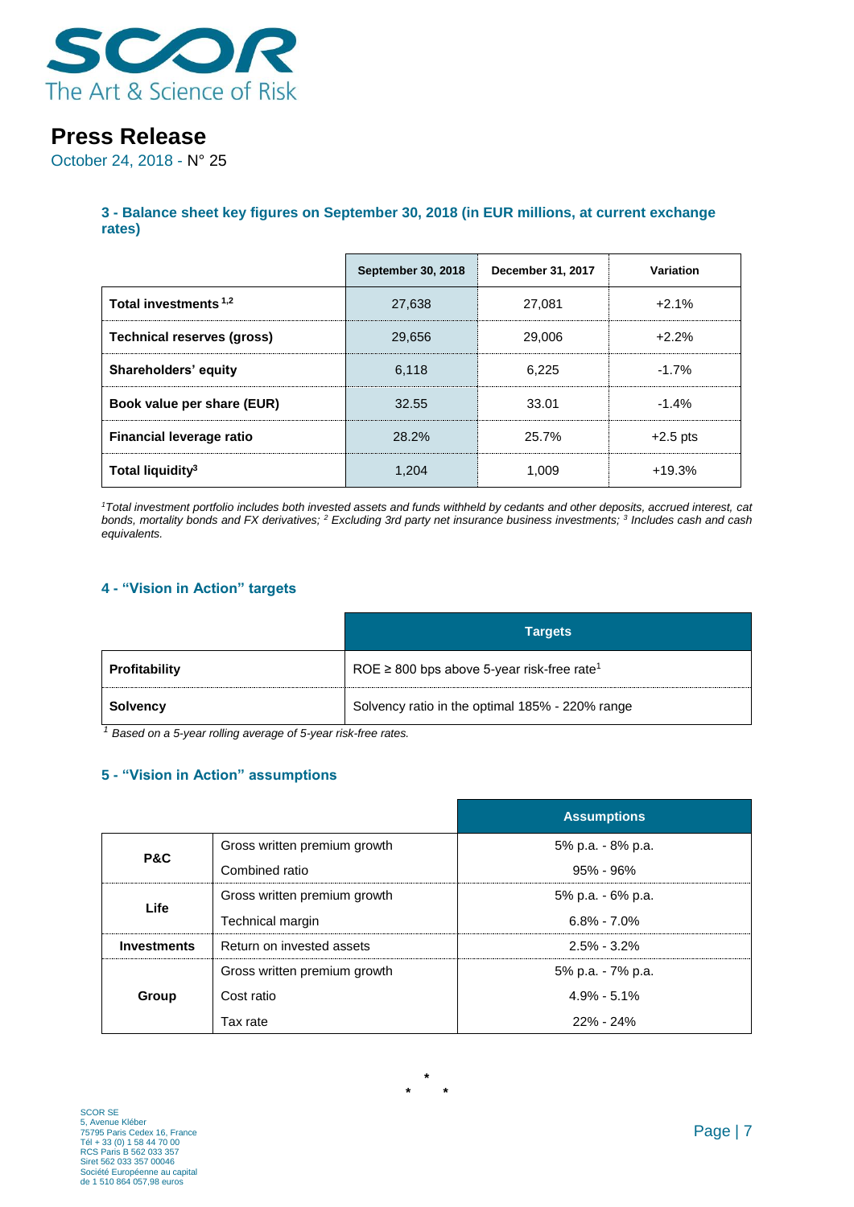### 3 - Balance sheet key figures on September 30, 2018 (in EUR millions, at current exchange rates)

| | September 30, 2018 | December 31, 2017 | Variation |
|---|---|---|---|
| **Total investments** [1,2] | 27,638 | 27,081 | +2.1% |
| **Technical reserves (gross)** | 29,656 | 29,006 | +2.2% |
| **Shareholders' equity** | 6,118 | 6,225 | -1.7% |
| **Book value per share (EUR)** | 32.55 | 33.01 | -1.4% |
| **Financial leverage ratio** | 28.2% | 25.7% | +2.5 pts |
| **Total liquidity**[3] | 1,204 | 1,009 | +19.3% |

*[1]Total investment portfolio includes both invested assets and funds withheld by cedants and other deposits, accrued interest, cat bonds, mortality bonds and FX derivatives; [2] Excluding 3rd party net insurance business investments; [3] Includes cash and cash equivalents.*

### 4 - "Vision in Action" targets

| | Targets |
|---|---|
| **Profitability** | ROE ≥ 800 bps above 5-year risk-free rate[1] |
| **Solvency** | Solvency ratio in the optimal 185% - 220% range |

*[1] Based on a 5-year rolling average of 5-year risk-free rates.*

### 5 - "Vision in Action" assumptions

| | | Assumptions |
|---|---|---|
| **P&C** | Gross written premium growth | 5% p.a. - 8% p.a. |
| | Combined ratio | 95% - 96% |
| **Life** | Gross written premium growth | 5% p.a. - 6% p.a. |
| | Technical margin | 6.8% - 7.0% |
| **Investments** | Return on invested assets | 2.5% - 3.2% |
| **Group** | Gross written premium growth | 5% p.a. - 7% p.a. |
| | Cost ratio | 4.9% - 5.1% |
| | Tax rate | 22% - 24% |

\*
\* \*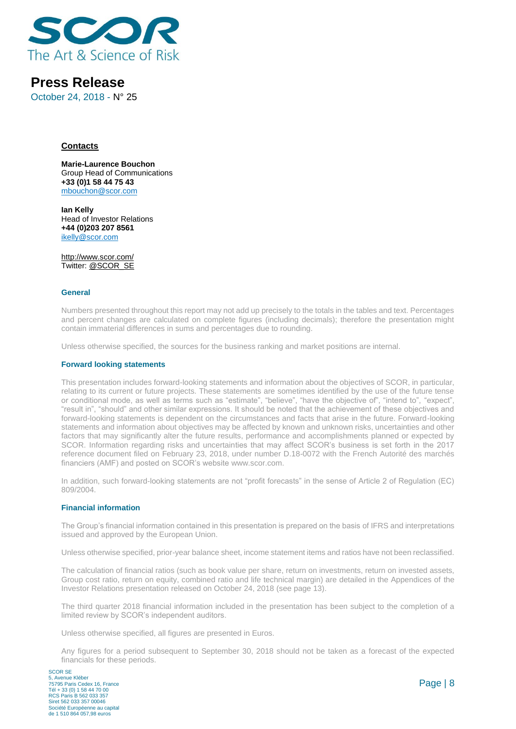# Press Release

October 24, 2018 - N° 25

## Contacts

**Marie-Laurence Bouchon**
Group Head of Communications
**+33 (0)1 58 44 75 43**
mbouchon@scor.com

**Ian Kelly**
Head of Investor Relations
**+44 (0)203 207 8561**
ikelly@scor.com

http://www.scor.com/
Twitter: @SCOR_SE

### General

Numbers presented throughout this report may not add up precisely to the totals in the tables and text. Percentages and percent changes are calculated on complete figures (including decimals); therefore the presentation might contain immaterial differences in sums and percentages due to rounding.

Unless otherwise specified, the sources for the business ranking and market positions are internal.

### Forward looking statements

This presentation includes forward-looking statements and information about the objectives of SCOR, in particular, relating to its current or future projects. These statements are sometimes identified by the use of the future tense or conditional mode, as well as terms such as "estimate", "believe", "have the objective of", "intend to", "expect", "result in", "should" and other similar expressions. It should be noted that the achievement of these objectives and forward-looking statements is dependent on the circumstances and facts that arise in the future. Forward-looking statements and information about objectives may be affected by known and unknown risks, uncertainties and other factors that may significantly alter the future results, performance and accomplishments planned or expected by SCOR. Information regarding risks and uncertainties that may affect SCOR's business is set forth in the 2017 reference document filed on February 23, 2018, under number D.18-0072 with the French Autorité des marchés financiers (AMF) and posted on SCOR's website www.scor.com.

In addition, such forward-looking statements are not "profit forecasts" in the sense of Article 2 of Regulation (EC) 809/2004.

### Financial information

The Group's financial information contained in this presentation is prepared on the basis of IFRS and interpretations issued and approved by the European Union.

Unless otherwise specified, prior-year balance sheet, income statement items and ratios have not been reclassified.

The calculation of financial ratios (such as book value per share, return on investments, return on invested assets, Group cost ratio, return on equity, combined ratio and life technical margin) are detailed in the Appendices of the Investor Relations presentation released on October 24, 2018 (see page 13).

The third quarter 2018 financial information included in the presentation has been subject to the completion of a limited review by SCOR's independent auditors.

Unless otherwise specified, all figures are presented in Euros.

Any figures for a period subsequent to September 30, 2018 should not be taken as a forecast of the expected financials for these periods.

SCOR SE
5, Avenue Kléber
75795 Paris Cedex 16, France
Tél + 33 (0) 1 58 44 70 00
RCS Paris B 562 033 357
Siret 562 033 357 00046
Société Européenne au capital
de 1 510 864 057,98 euros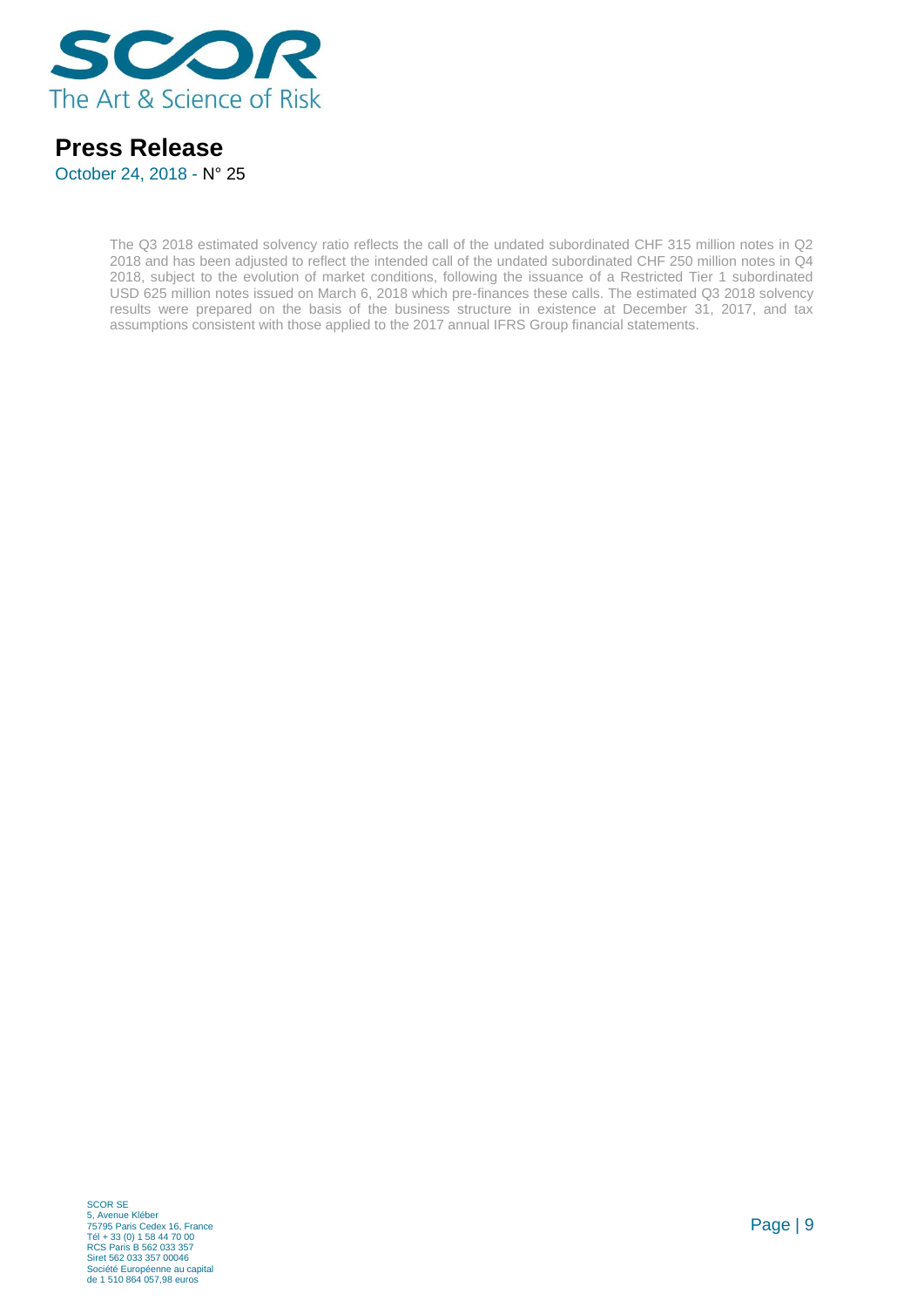The Q3 2018 estimated solvency ratio reflects the call of the undated subordinated CHF 315 million notes in Q2 2018 and has been adjusted to reflect the intended call of the undated subordinated CHF 250 million notes in Q4 2018, subject to the evolution of market conditions, following the issuance of a Restricted Tier 1 subordinated USD 625 million notes issued on March 6, 2018 which pre-finances these calls. The estimated Q3 2018 solvency results were prepared on the basis of the business structure in existence at December 31, 2017, and tax assumptions consistent with those applied to the 2017 annual IFRS Group financial statements.